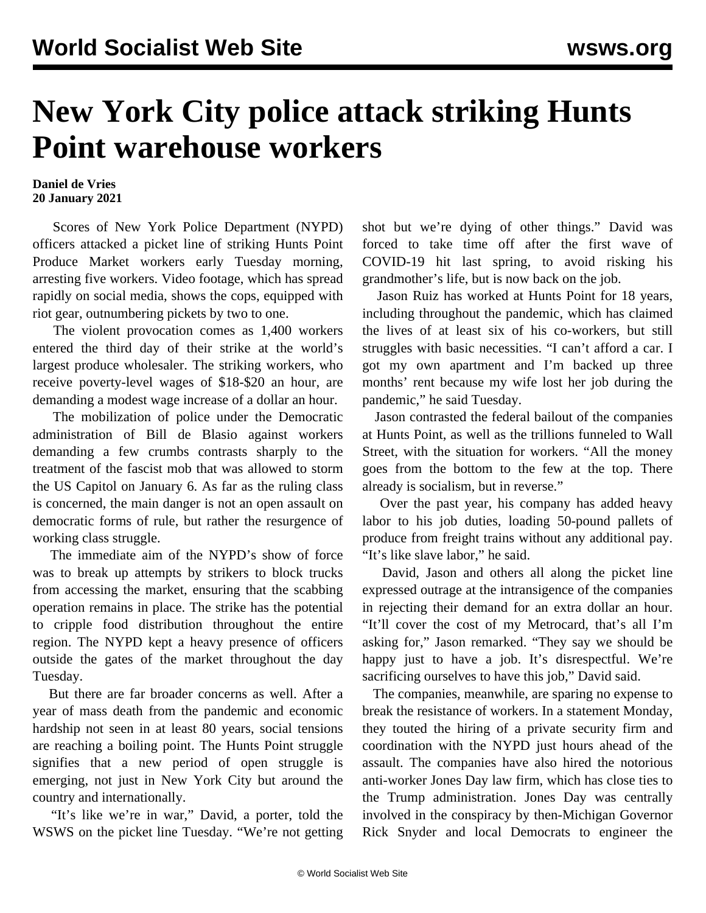# New York City police attack striking Hunts Point warehouse workers

**Daniel de Vries**
**20 January 2021**

Scores of New York Police Department (NYPD) officers attacked a picket line of striking Hunts Point Produce Market workers early Tuesday morning, arresting five workers. Video footage, which has spread rapidly on social media, shows the cops, equipped with riot gear, outnumbering pickets by two to one.

The violent provocation comes as 1,400 workers entered the third day of their strike at the world's largest produce wholesaler. The striking workers, who receive poverty-level wages of $18-$20 an hour, are demanding a modest wage increase of a dollar an hour.

The mobilization of police under the Democratic administration of Bill de Blasio against workers demanding a few crumbs contrasts sharply to the treatment of the fascist mob that was allowed to storm the US Capitol on January 6. As far as the ruling class is concerned, the main danger is not an open assault on democratic forms of rule, but rather the resurgence of working class struggle.

The immediate aim of the NYPD's show of force was to break up attempts by strikers to block trucks from accessing the market, ensuring that the scabbing operation remains in place. The strike has the potential to cripple food distribution throughout the entire region. The NYPD kept a heavy presence of officers outside the gates of the market throughout the day Tuesday.

But there are far broader concerns as well. After a year of mass death from the pandemic and economic hardship not seen in at least 80 years, social tensions are reaching a boiling point. The Hunts Point struggle signifies that a new period of open struggle is emerging, not just in New York City but around the country and internationally.

"It's like we're in war," David, a porter, told the WSWS on the picket line Tuesday. "We're not getting shot but we're dying of other things." David was forced to take time off after the first wave of COVID-19 hit last spring, to avoid risking his grandmother's life, but is now back on the job.

Jason Ruiz has worked at Hunts Point for 18 years, including throughout the pandemic, which has claimed the lives of at least six of his co-workers, but still struggles with basic necessities. "I can't afford a car. I got my own apartment and I'm backed up three months' rent because my wife lost her job during the pandemic," he said Tuesday.

Jason contrasted the federal bailout of the companies at Hunts Point, as well as the trillions funneled to Wall Street, with the situation for workers. "All the money goes from the bottom to the few at the top. There already is socialism, but in reverse."

Over the past year, his company has added heavy labor to his job duties, loading 50-pound pallets of produce from freight trains without any additional pay. "It's like slave labor," he said.

David, Jason and others all along the picket line expressed outrage at the intransigence of the companies in rejecting their demand for an extra dollar an hour. "It'll cover the cost of my Metrocard, that's all I'm asking for," Jason remarked. "They say we should be happy just to have a job. It's disrespectful. We're sacrificing ourselves to have this job," David said.

The companies, meanwhile, are sparing no expense to break the resistance of workers. In a statement Monday, they touted the hiring of a private security firm and coordination with the NYPD just hours ahead of the assault. The companies have also hired the notorious anti-worker Jones Day law firm, which has close ties to the Trump administration. Jones Day was centrally involved in the conspiracy by then-Michigan Governor Rick Snyder and local Democrats to engineer the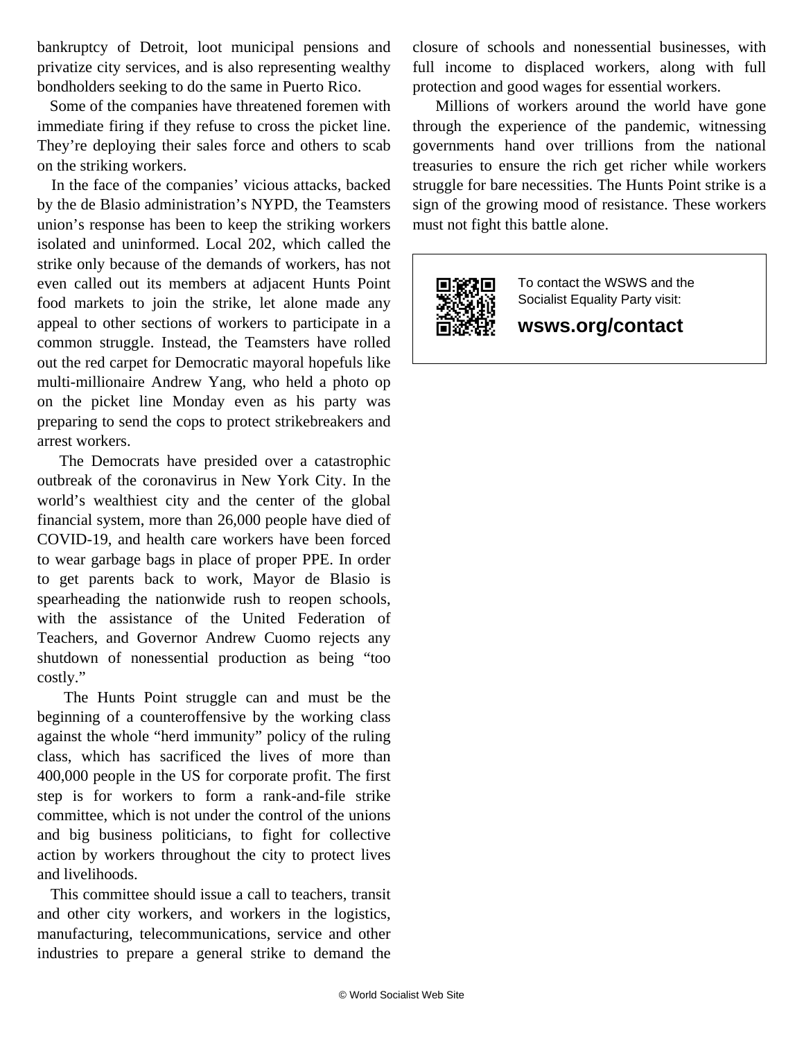bankruptcy of Detroit, loot municipal pensions and privatize city services, and is also representing wealthy bondholders seeking to do the same in Puerto Rico.

Some of the companies have threatened foremen with immediate firing if they refuse to cross the picket line. They're deploying their sales force and others to scab on the striking workers.

In the face of the companies' vicious attacks, backed by the de Blasio administration's NYPD, the Teamsters union's response has been to keep the striking workers isolated and uninformed. Local 202, which called the strike only because of the demands of workers, has not even called out its members at adjacent Hunts Point food markets to join the strike, let alone made any appeal to other sections of workers to participate in a common struggle. Instead, the Teamsters have rolled out the red carpet for Democratic mayoral hopefuls like multi-millionaire Andrew Yang, who held a photo op on the picket line Monday even as his party was preparing to send the cops to protect strikebreakers and arrest workers.

The Democrats have presided over a catastrophic outbreak of the coronavirus in New York City. In the world's wealthiest city and the center of the global financial system, more than 26,000 people have died of COVID-19, and health care workers have been forced to wear garbage bags in place of proper PPE. In order to get parents back to work, Mayor de Blasio is spearheading the nationwide rush to reopen schools, with the assistance of the United Federation of Teachers, and Governor Andrew Cuomo rejects any shutdown of nonessential production as being "too costly."

The Hunts Point struggle can and must be the beginning of a counteroffensive by the working class against the whole "herd immunity" policy of the ruling class, which has sacrificed the lives of more than 400,000 people in the US for corporate profit. The first step is for workers to form a rank-and-file strike committee, which is not under the control of the unions and big business politicians, to fight for collective action by workers throughout the city to protect lives and livelihoods.

This committee should issue a call to teachers, transit and other city workers, and workers in the logistics, manufacturing, telecommunications, service and other industries to prepare a general strike to demand the closure of schools and nonessential businesses, with full income to displaced workers, along with full protection and good wages for essential workers.

Millions of workers around the world have gone through the experience of the pandemic, witnessing governments hand over trillions from the national treasuries to ensure the rich get richer while workers struggle for bare necessities. The Hunts Point strike is a sign of the growing mood of resistance. These workers must not fight this battle alone.

To contact the WSWS and the Socialist Equality Party visit:

**wsws.org/contact**